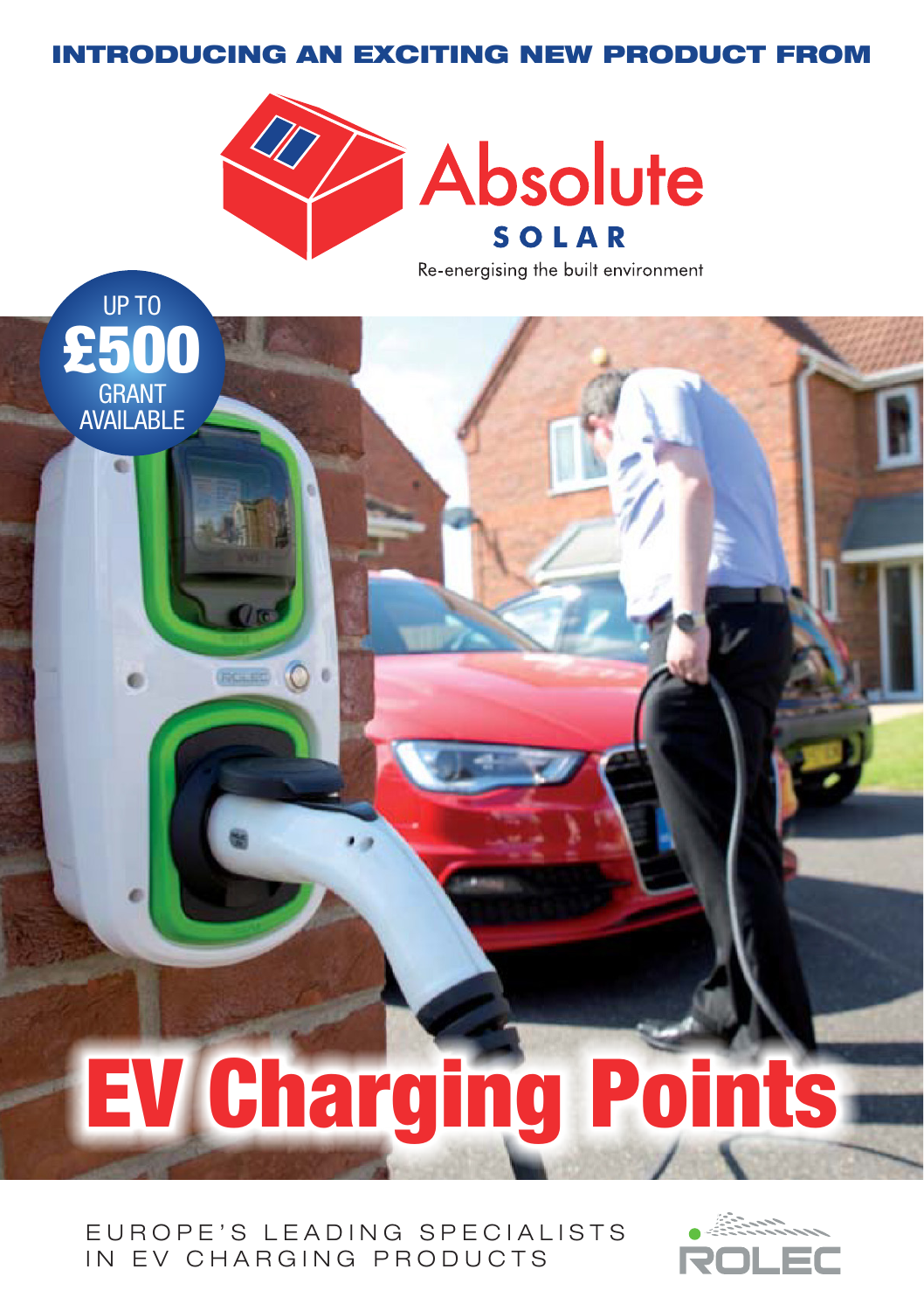INTRODUCING AN EXCITING NEW PRODUCT FROM

# Absolute SOLAR

Re-energising the built environment

**UP TO £500 GRANT AVAILABLE**

# EV Charging Points

EUROPE'S LEADING SPECIALISTS IN EV CHARGING PRODUCTS

ROLEC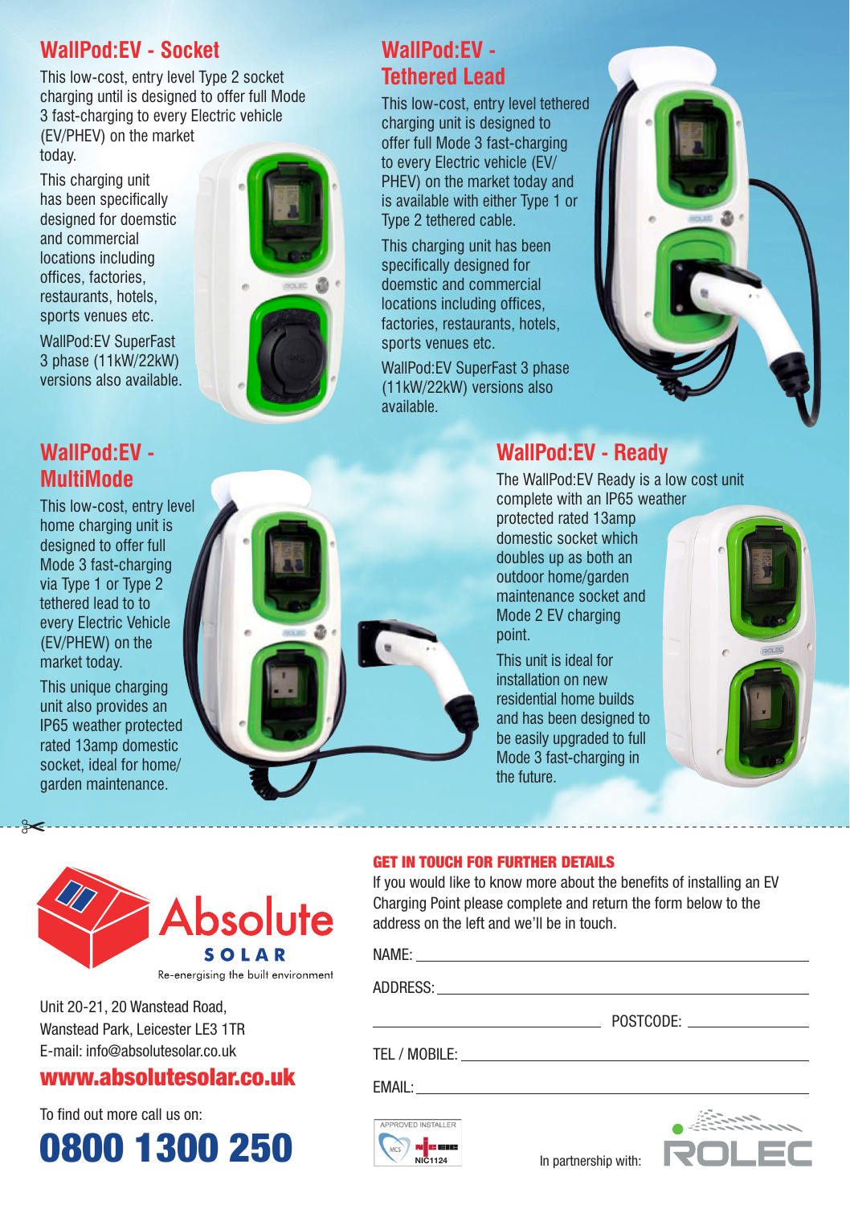## WallPod:EV - Socket

This low-cost, entry level Type 2 socket charging until is designed to offer full Mode 3 fast-charging to every Electric vehicle (EV/PHEV) on the market today.

This charging unit has been specifically designed for doemstic and commercial locations including offices, factories, restaurants, hotels, sports venues etc.

WallPod:EV SuperFast 3 phase (11kW/22kW) versions also available.

## WallPod:EV - Tethered Lead

This low-cost, entry level tethered charging unit is designed to offer full Mode 3 fast-charging to every Electric vehicle (EV/PHEV) on the market today and is available with either Type 1 or Type 2 tethered cable.

This charging unit has been specifically designed for doemstic and commercial locations including offices, factories, restaurants, hotels, sports venues etc.

WallPod:EV SuperFast 3 phase (11kW/22kW) versions also available.

## WallPod:EV - MultiMode

This low-cost, entry level home charging unit is designed to offer full Mode 3 fast-charging via Type 1 or Type 2 tethered lead to to every Electric Vehicle (EV/PHEW) on the market today.

This unique charging unit also provides an IP65 weather protected rated 13amp domestic socket, ideal for home/garden maintenance.

## WallPod:EV - Ready

The WallPod:EV Ready is a low cost unit complete with an IP65 weather protected rated 13amp domestic socket which doubles up as both an outdoor home/garden maintenance socket and Mode 2 EV charging point.

This unit is ideal for installation on new residential home builds and has been designed to be easily upgraded to full Mode 3 fast-charging in the future.

---

**Absolute SOLAR**
Re-energising the built environment

Unit 20-21, 20 Wanstead Road,
Wanstead Park, Leicester LE3 1TR
E-mail: info@absolutesolar.co.uk

**www.absolutesolar.co.uk**

To find out more call us on:

**0800 1300 250**

### GET IN TOUCH FOR FURTHER DETAILS

If you would like to know more about the benefits of installing an EV Charging Point please complete and return the form below to the address on the left and we'll be in touch.

NAME: ______________________________

ADDRESS: ______________________________

______________________ POSTCODE: __________

TEL / MOBILE: ______________________________

EMAIL: ______________________________

APPROVED INSTALLER MCS NICEIC NIC1124

In partnership with: ROLEC